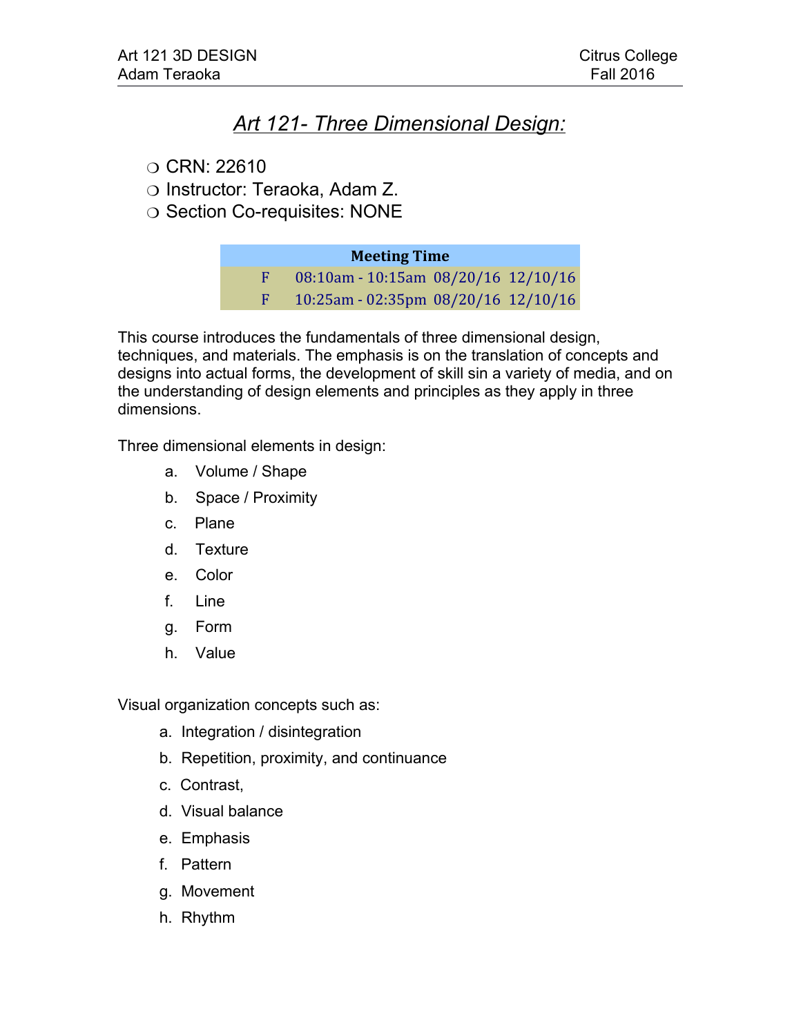# *Art 121- Three Dimensional Design:*

- CRN: 22610
- Instructor: Teraoka, Adam Z.
- Section Co-requisites: NONE

| Meeting Time | | | |
|---|---|---|---|
| F | 08:10am - 10:15am | 08/20/16 | 12/10/16 |
| F | 10:25am - 02:35pm | 08/20/16 | 12/10/16 |

This course introduces the fundamentals of three dimensional design, techniques, and materials. The emphasis is on the translation of concepts and designs into actual forms, the development of skill sin a variety of media, and on the understanding of design elements and principles as they apply in three dimensions.

Three dimensional elements in design:

a. Volume / Shape
b. Space / Proximity
c. Plane
d. Texture
e. Color
f. Line
g. Form
h. Value

Visual organization concepts such as:

a. Integration / disintegration
b. Repetition, proximity, and continuance
c. Contrast,
d. Visual balance
e. Emphasis
f. Pattern
g. Movement
h. Rhythm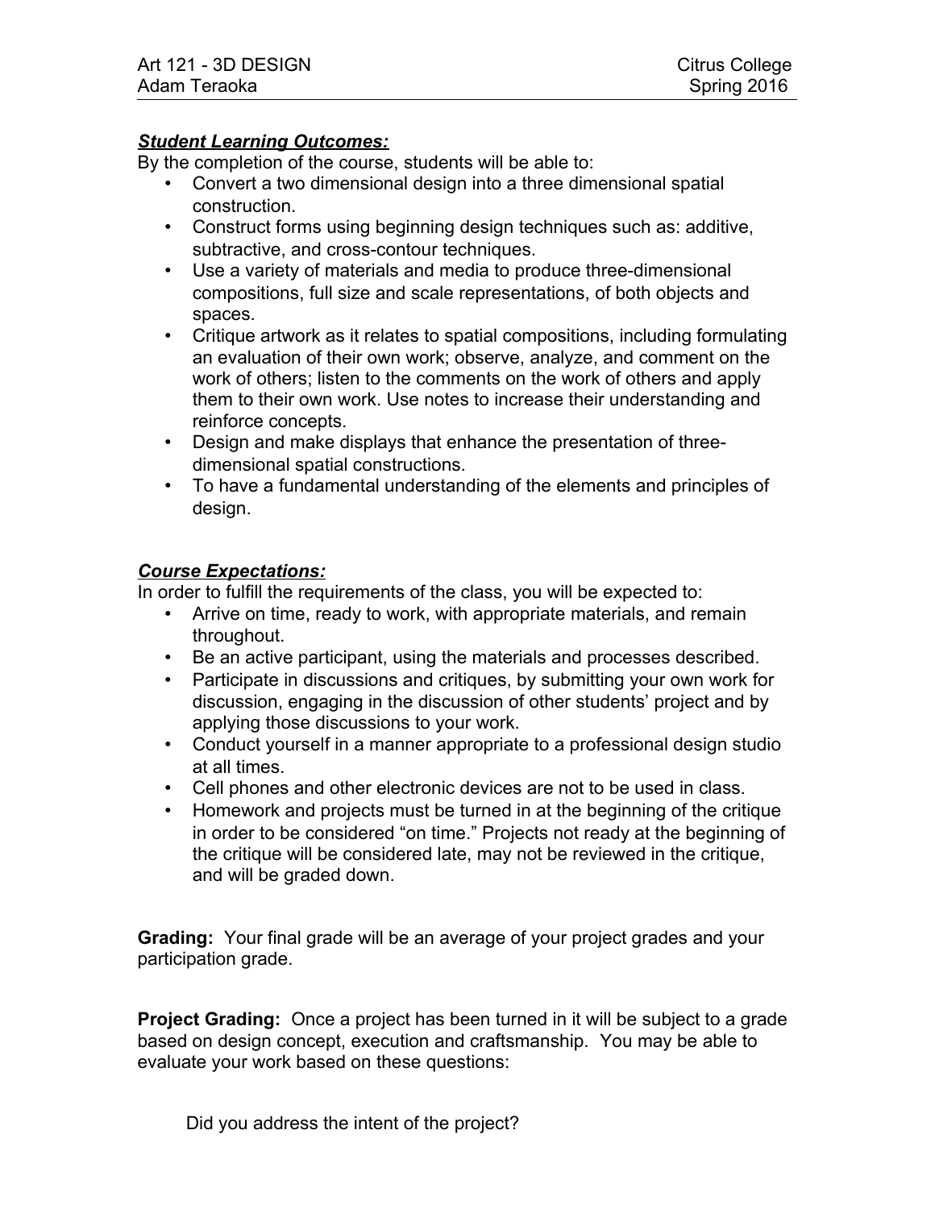### ***Student Learning Outcomes:***

By the completion of the course, students will be able to:

- Convert a two dimensional design into a three dimensional spatial construction.
- Construct forms using beginning design techniques such as: additive, subtractive, and cross-contour techniques.
- Use a variety of materials and media to produce three-dimensional compositions, full size and scale representations, of both objects and spaces.
- Critique artwork as it relates to spatial compositions, including formulating an evaluation of their own work; observe, analyze, and comment on the work of others; listen to the comments on the work of others and apply them to their own work. Use notes to increase their understanding and reinforce concepts.
- Design and make displays that enhance the presentation of three-dimensional spatial constructions.
- To have a fundamental understanding of the elements and principles of design.

### ***Course Expectations:***

In order to fulfill the requirements of the class, you will be expected to:

- Arrive on time, ready to work, with appropriate materials, and remain throughout.
- Be an active participant, using the materials and processes described.
- Participate in discussions and critiques, by submitting your own work for discussion, engaging in the discussion of other students' project and by applying those discussions to your work.
- Conduct yourself in a manner appropriate to a professional design studio at all times.
- Cell phones and other electronic devices are not to be used in class.
- Homework and projects must be turned in at the beginning of the critique in order to be considered "on time." Projects not ready at the beginning of the critique will be considered late, may not be reviewed in the critique, and will be graded down.

**Grading:** Your final grade will be an average of your project grades and your participation grade.

**Project Grading:** Once a project has been turned in it will be subject to a grade based on design concept, execution and craftsmanship. You may be able to evaluate your work based on these questions:

Did you address the intent of the project?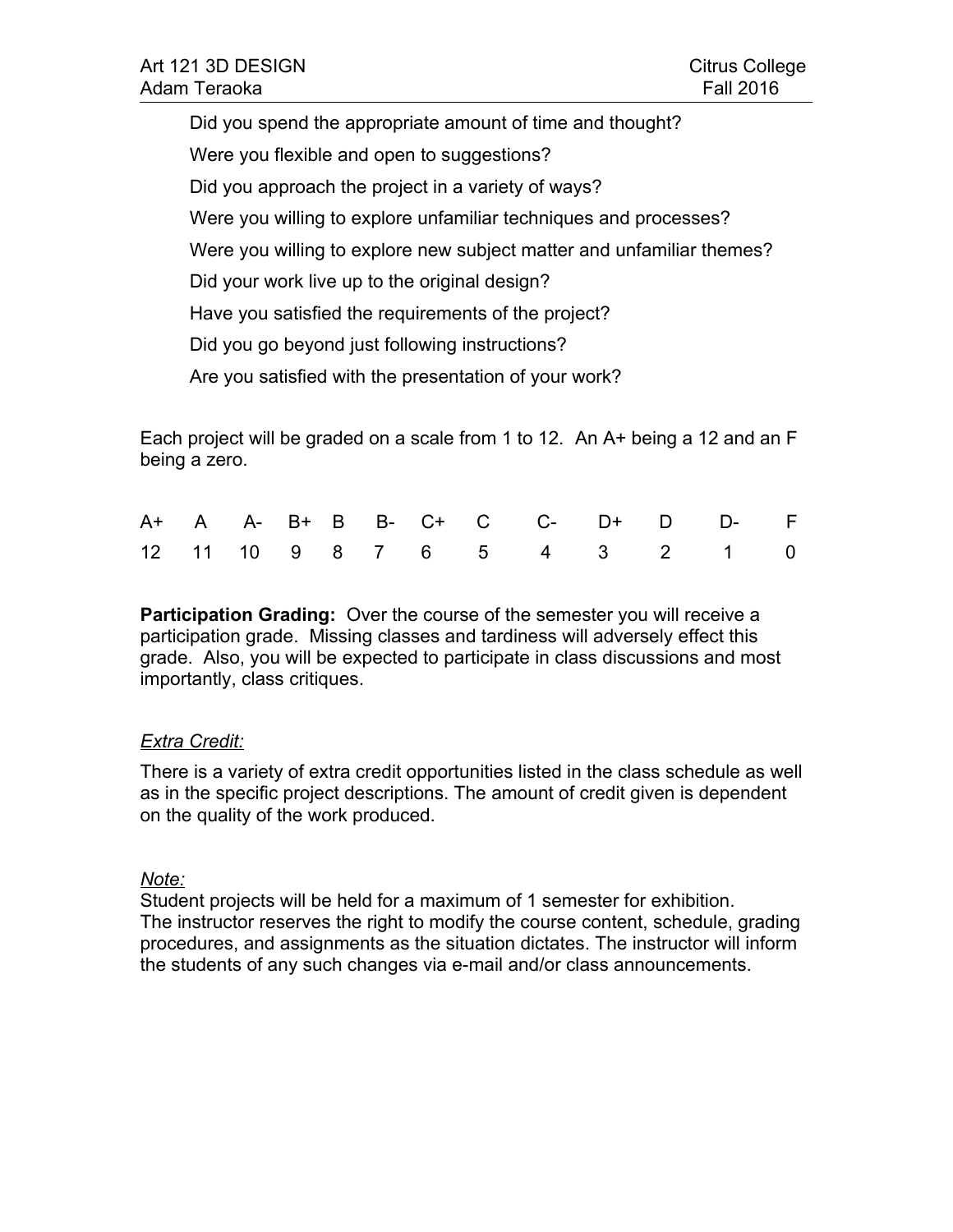Did you spend the appropriate amount of time and thought?

Were you flexible and open to suggestions?

Did you approach the project in a variety of ways?

Were you willing to explore unfamiliar techniques and processes?

Were you willing to explore new subject matter and unfamiliar themes?

Did your work live up to the original design?

Have you satisfied the requirements of the project?

Did you go beyond just following instructions?

Are you satisfied with the presentation of your work?

Each project will be graded on a scale from 1 to 12. An A+ being a 12 and an F being a zero.

| A+ | A | A- | B+ | B | B- | C+ | C | C- | D+ | D | D- | F |
|---|---|---|---|---|---|---|---|---|---|---|---|---|
| 12 | 11 | 10 | 9 | 8 | 7 | 6 | 5 | 4 | 3 | 2 | 1 | 0 |

**Participation Grading:** Over the course of the semester you will receive a participation grade. Missing classes and tardiness will adversely effect this grade. Also, you will be expected to participate in class discussions and most importantly, class critiques.

*Extra Credit:*

There is a variety of extra credit opportunities listed in the class schedule as well as in the specific project descriptions. The amount of credit given is dependent on the quality of the work produced.

*Note:*

Student projects will be held for a maximum of 1 semester for exhibition.
The instructor reserves the right to modify the course content, schedule, grading procedures, and assignments as the situation dictates. The instructor will inform the students of any such changes via e-mail and/or class announcements.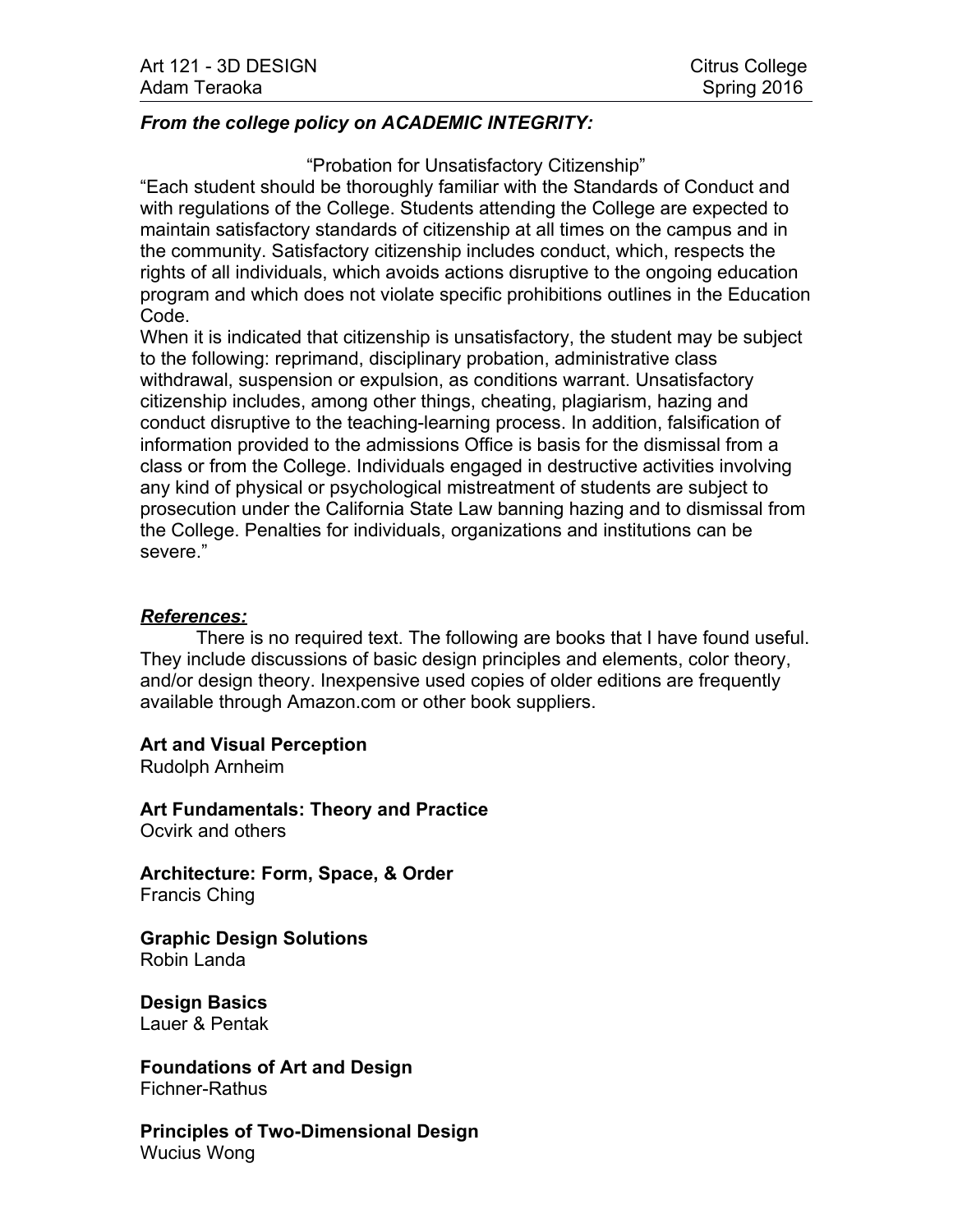***From the college policy on ACADEMIC INTEGRITY:***

"Probation for Unsatisfactory Citizenship"

"Each student should be thoroughly familiar with the Standards of Conduct and with regulations of the College. Students attending the College are expected to maintain satisfactory standards of citizenship at all times on the campus and in the community. Satisfactory citizenship includes conduct, which, respects the rights of all individuals, which avoids actions disruptive to the ongoing education program and which does not violate specific prohibitions outlines in the Education Code.

When it is indicated that citizenship is unsatisfactory, the student may be subject to the following: reprimand, disciplinary probation, administrative class withdrawal, suspension or expulsion, as conditions warrant. Unsatisfactory citizenship includes, among other things, cheating, plagiarism, hazing and conduct disruptive to the teaching-learning process. In addition, falsification of information provided to the admissions Office is basis for the dismissal from a class or from the College. Individuals engaged in destructive activities involving any kind of physical or psychological mistreatment of students are subject to prosecution under the California State Law banning hazing and to dismissal from the College. Penalties for individuals, organizations and institutions can be severe."

***References:***

There is no required text. The following are books that I have found useful. They include discussions of basic design principles and elements, color theory, and/or design theory. Inexpensive used copies of older editions are frequently available through Amazon.com or other book suppliers.

**Art and Visual Perception**
Rudolph Arnheim

**Art Fundamentals: Theory and Practice**
Ocvirk and others

**Architecture: Form, Space, & Order**
Francis Ching

**Graphic Design Solutions**
Robin Landa

**Design Basics**
Lauer & Pentak

**Foundations of Art and Design**
Fichner-Rathus

**Principles of Two-Dimensional Design**
Wucius Wong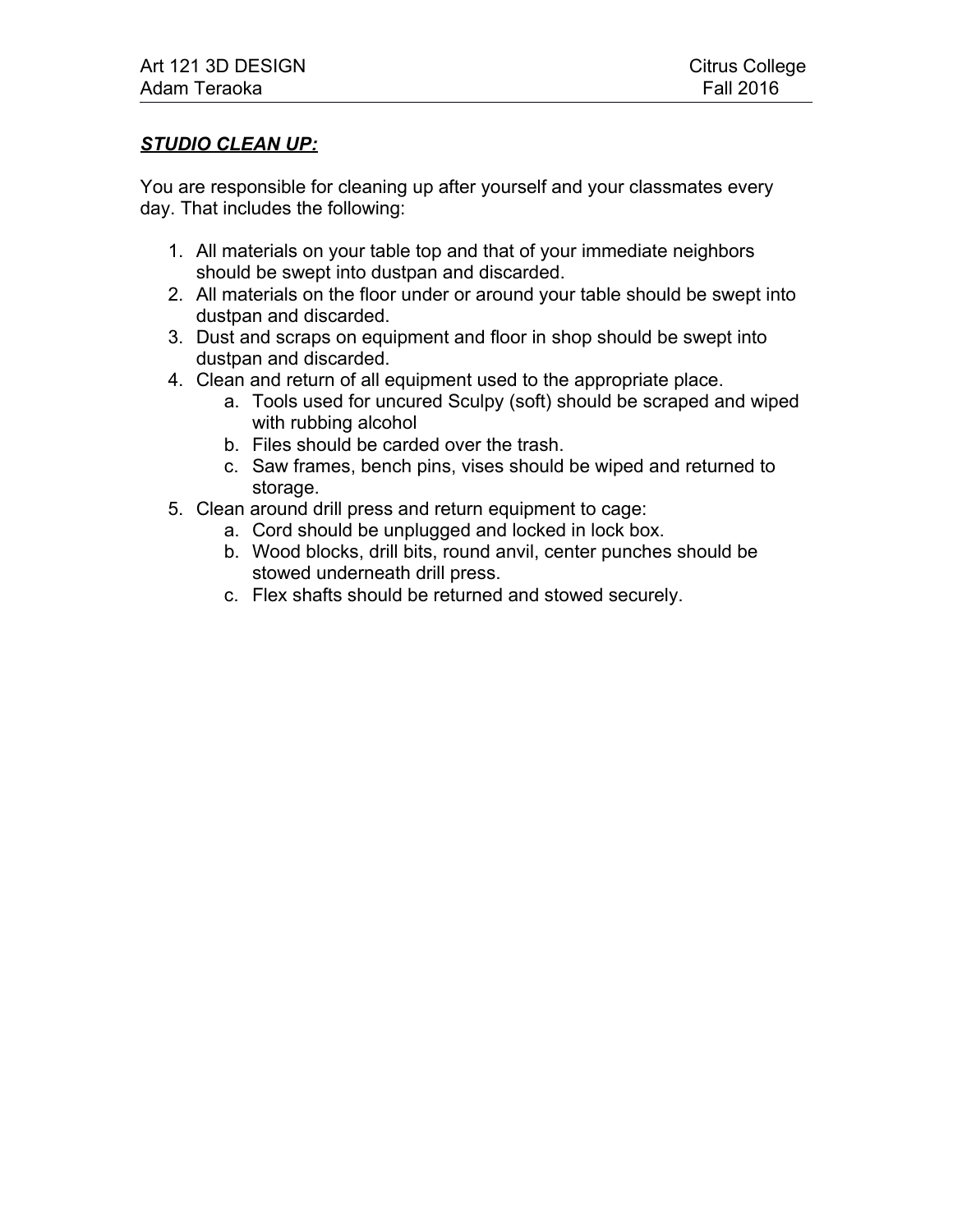## ***STUDIO CLEAN UP:***

You are responsible for cleaning up after yourself and your classmates every day. That includes the following:

1. All materials on your table top and that of your immediate neighbors should be swept into dustpan and discarded.
2. All materials on the floor under or around your table should be swept into dustpan and discarded.
3. Dust and scraps on equipment and floor in shop should be swept into dustpan and discarded.
4. Clean and return of all equipment used to the appropriate place.
   a. Tools used for uncured Sculpy (soft) should be scraped and wiped with rubbing alcohol
   b. Files should be carded over the trash.
   c. Saw frames, bench pins, vises should be wiped and returned to storage.
5. Clean around drill press and return equipment to cage:
   a. Cord should be unplugged and locked in lock box.
   b. Wood blocks, drill bits, round anvil, center punches should be stowed underneath drill press.
   c. Flex shafts should be returned and stowed securely.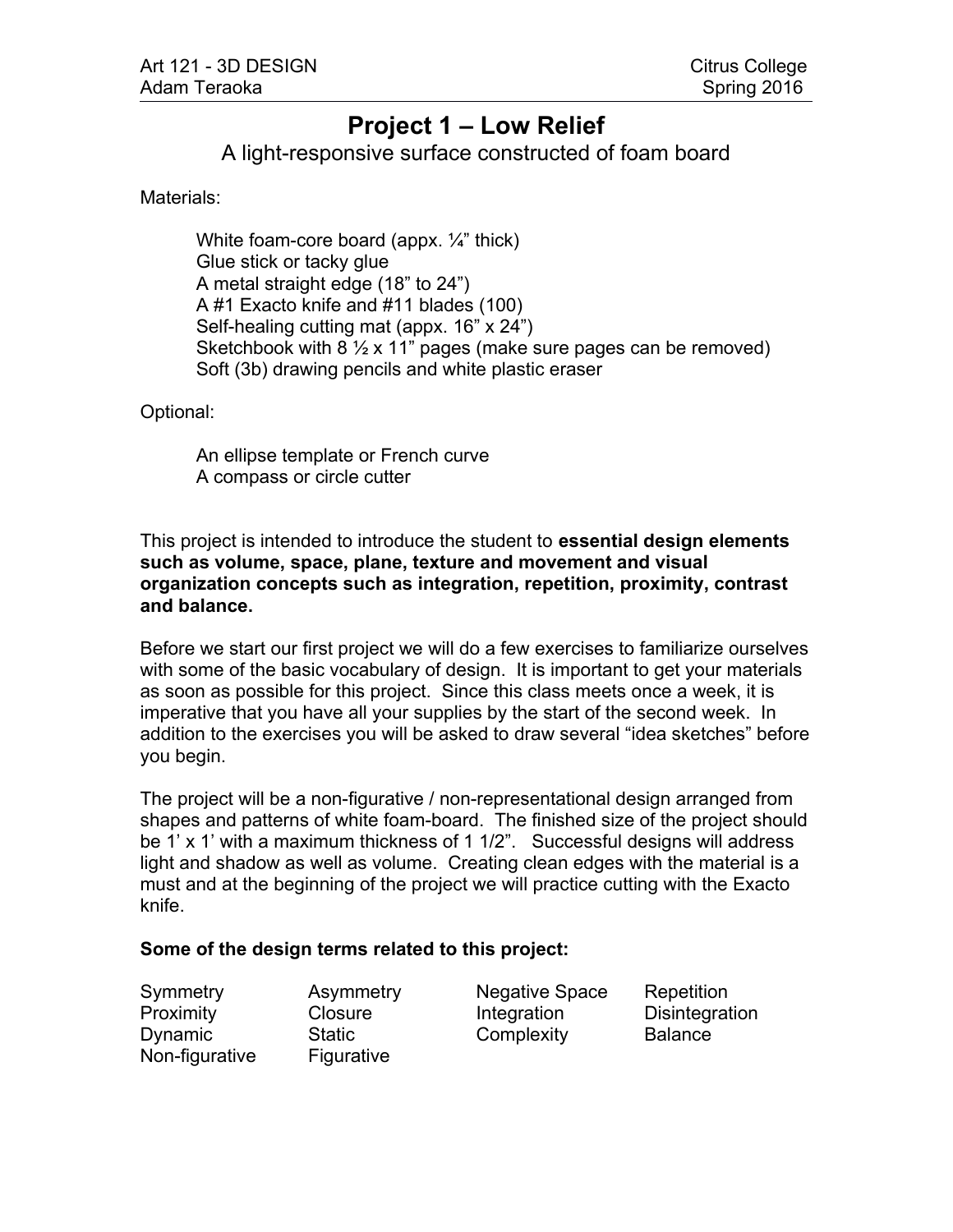Art 121 - 3D DESIGN | Citrus College
Adam Teraoka | Spring 2016

# Project 1 – Low Relief

A light-responsive surface constructed of foam board

Materials:

- White foam-core board (appx. ¼" thick)
- Glue stick or tacky glue
- A metal straight edge (18" to 24")
- A #1 Exacto knife and #11 blades (100)
- Self-healing cutting mat (appx. 16" x 24")
- Sketchbook with 8 ½ x 11" pages (make sure pages can be removed)
- Soft (3b) drawing pencils and white plastic eraser

Optional:

- An ellipse template or French curve
- A compass or circle cutter

This project is intended to introduce the student to **essential design elements such as volume, space, plane, texture and movement and visual organization concepts such as integration, repetition, proximity, contrast and balance.**

Before we start our first project we will do a few exercises to familiarize ourselves with some of the basic vocabulary of design. It is important to get your materials as soon as possible for this project. Since this class meets once a week, it is imperative that you have all your supplies by the start of the second week. In addition to the exercises you will be asked to draw several "idea sketches" before you begin.

The project will be a non-figurative / non-representational design arranged from shapes and patterns of white foam-board. The finished size of the project should be 1' x 1' with a maximum thickness of 1 1/2". Successful designs will address light and shadow as well as volume. Creating clean edges with the material is a must and at the beginning of the project we will practice cutting with the Exacto knife.

**Some of the design terms related to this project:**

| | | | |
|---|---|---|---|
| Symmetry | Asymmetry | Negative Space | Repetition |
| Proximity | Closure | Integration | Disintegration |
| Dynamic | Static | Complexity | Balance |
| Non-figurative | Figurative | | |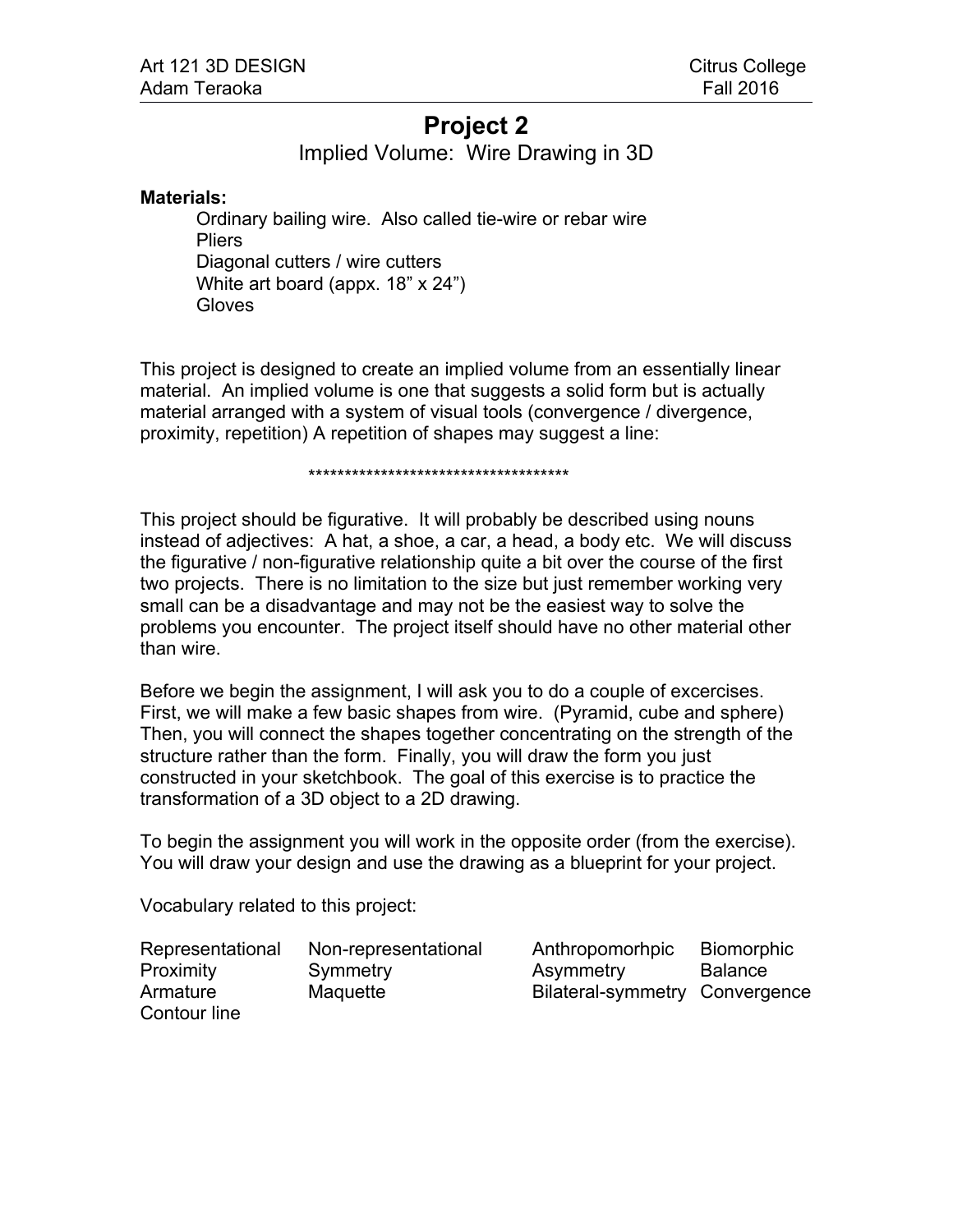# Project 2

## Implied Volume: Wire Drawing in 3D

**Materials:**

- Ordinary bailing wire. Also called tie-wire or rebar wire
- Pliers
- Diagonal cutters / wire cutters
- White art board (appx. 18" x 24")
- Gloves

This project is designed to create an implied volume from an essentially linear material. An implied volume is one that suggests a solid form but is actually material arranged with a system of visual tools (convergence / divergence, proximity, repetition) A repetition of shapes may suggest a line:

*************************************

This project should be figurative. It will probably be described using nouns instead of adjectives: A hat, a shoe, a car, a head, a body etc. We will discuss the figurative / non-figurative relationship quite a bit over the course of the first two projects. There is no limitation to the size but just remember working very small can be a disadvantage and may not be the easiest way to solve the problems you encounter. The project itself should have no other material other than wire.

Before we begin the assignment, I will ask you to do a couple of excercises. First, we will make a few basic shapes from wire. (Pyramid, cube and sphere) Then, you will connect the shapes together concentrating on the strength of the structure rather than the form. Finally, you will draw the form you just constructed in your sketchbook. The goal of this exercise is to practice the transformation of a 3D object to a 2D drawing.

To begin the assignment you will work in the opposite order (from the exercise). You will draw your design and use the drawing as a blueprint for your project.

Vocabulary related to this project:

| | | | |
|---|---|---|---|
| Representational | Non-representational | Anthropomorhpic | Biomorphic |
| Proximity | Symmetry | Asymmetry | Balance |
| Armature | Maquette | Bilateral-symmetry | Convergence |
| Contour line | | | |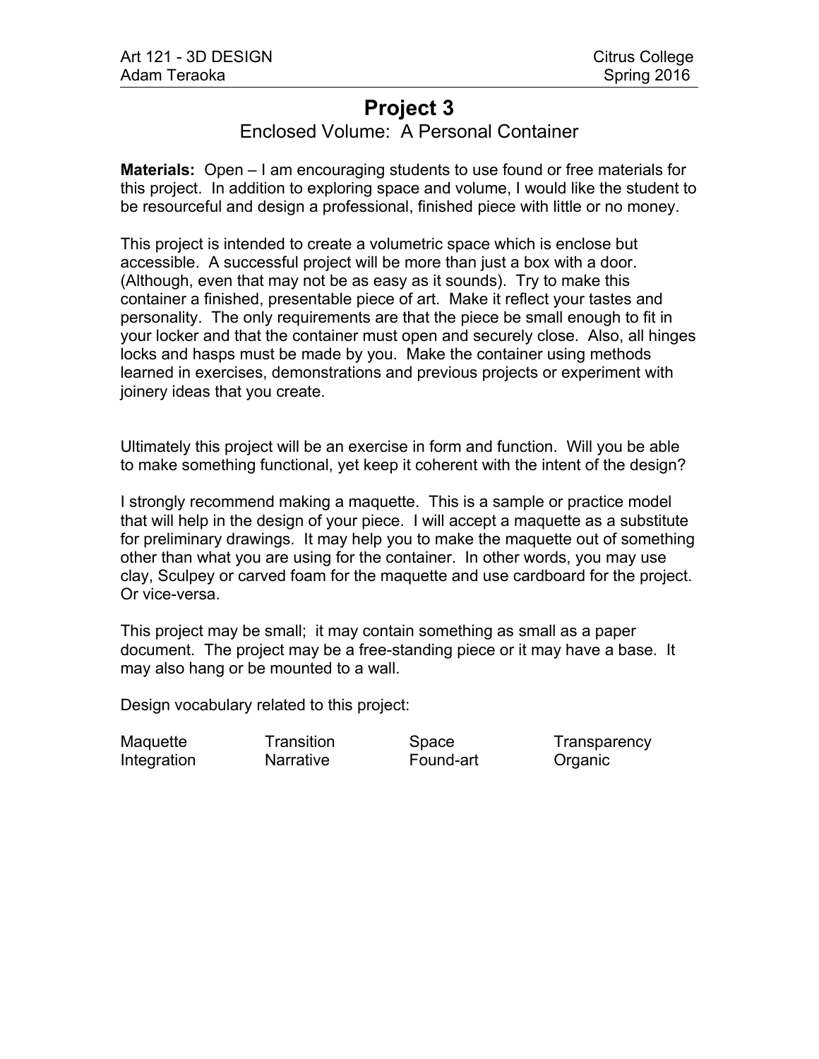# Project 3

## Enclosed Volume: A Personal Container

**Materials:** Open – I am encouraging students to use found or free materials for this project. In addition to exploring space and volume, I would like the student to be resourceful and design a professional, finished piece with little or no money.

This project is intended to create a volumetric space which is enclose but accessible. A successful project will be more than just a box with a door. (Although, even that may not be as easy as it sounds). Try to make this container a finished, presentable piece of art. Make it reflect your tastes and personality. The only requirements are that the piece be small enough to fit in your locker and that the container must open and securely close. Also, all hinges locks and hasps must be made by you. Make the container using methods learned in exercises, demonstrations and previous projects or experiment with joinery ideas that you create.

Ultimately this project will be an exercise in form and function. Will you be able to make something functional, yet keep it coherent with the intent of the design?

I strongly recommend making a maquette. This is a sample or practice model that will help in the design of your piece. I will accept a maquette as a substitute for preliminary drawings. It may help you to make the maquette out of something other than what you are using for the container. In other words, you may use clay, Sculpey or carved foam for the maquette and use cardboard for the project. Or vice-versa.

This project may be small; it may contain something as small as a paper document. The project may be a free-standing piece or it may have a base. It may also hang or be mounted to a wall.

Design vocabulary related to this project:

| | | | |
|---|---|---|---|
| Maquette | Transition | Space | Transparency |
| Integration | Narrative | Found-art | Organic |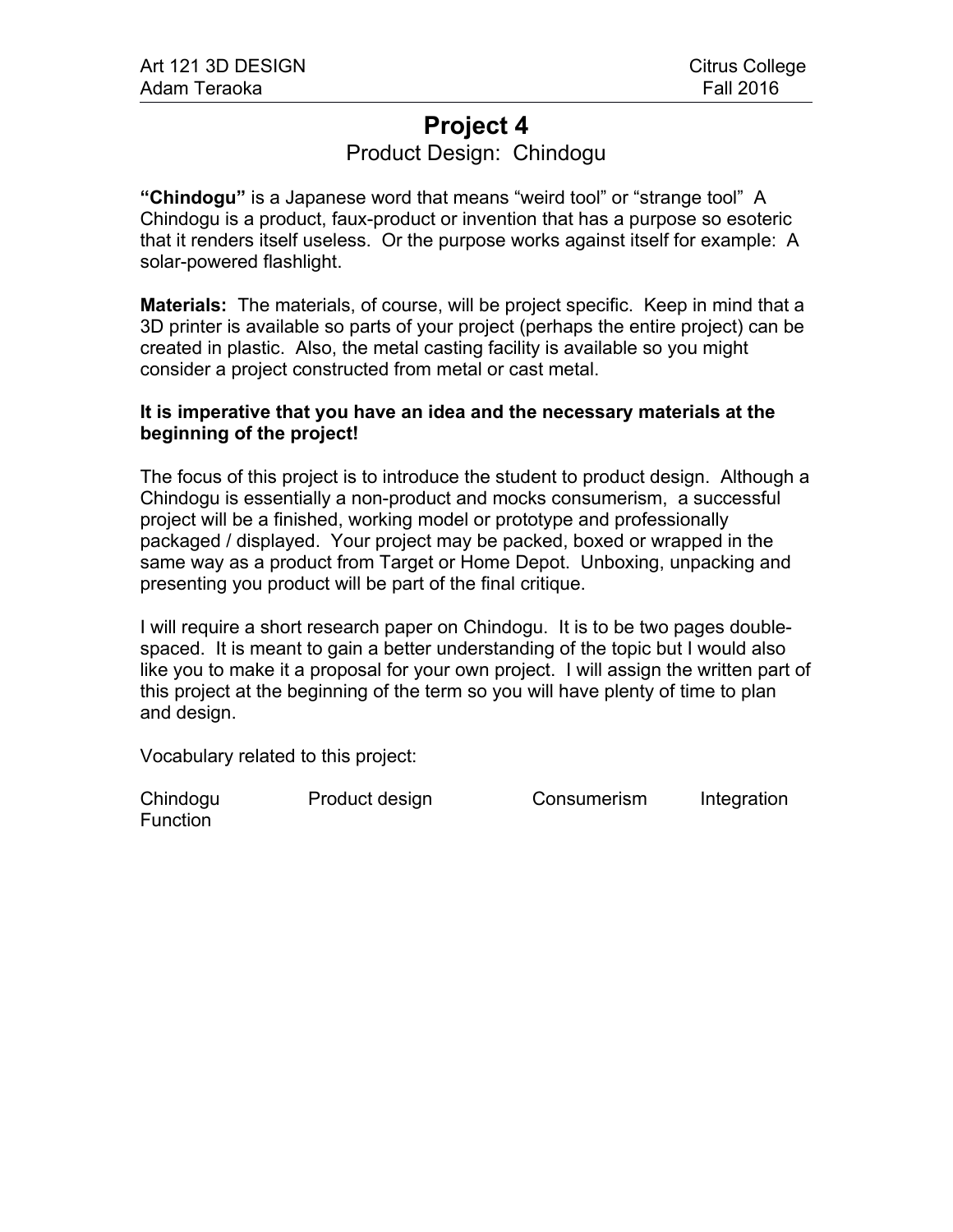Art 121 3D DESIGN	Citrus College
Adam Teraoka	Fall 2016

# Project 4

## Product Design: Chindogu

**"Chindogu"** is a Japanese word that means "weird tool" or "strange tool" A Chindogu is a product, faux-product or invention that has a purpose so esoteric that it renders itself useless. Or the purpose works against itself for example: A solar-powered flashlight.

**Materials:** The materials, of course, will be project specific. Keep in mind that a 3D printer is available so parts of your project (perhaps the entire project) can be created in plastic. Also, the metal casting facility is available so you might consider a project constructed from metal or cast metal.

**It is imperative that you have an idea and the necessary materials at the beginning of the project!**

The focus of this project is to introduce the student to product design. Although a Chindogu is essentially a non-product and mocks consumerism, a successful project will be a finished, working model or prototype and professionally packaged / displayed. Your project may be packed, boxed or wrapped in the same way as a product from Target or Home Depot. Unboxing, unpacking and presenting you product will be part of the final critique.

I will require a short research paper on Chindogu. It is to be two pages double-spaced. It is meant to gain a better understanding of the topic but I would also like you to make it a proposal for your own project. I will assign the written part of this project at the beginning of the term so you will have plenty of time to plan and design.

Vocabulary related to this project:

Chindogu	Product design	Consumerism	Integration
Function